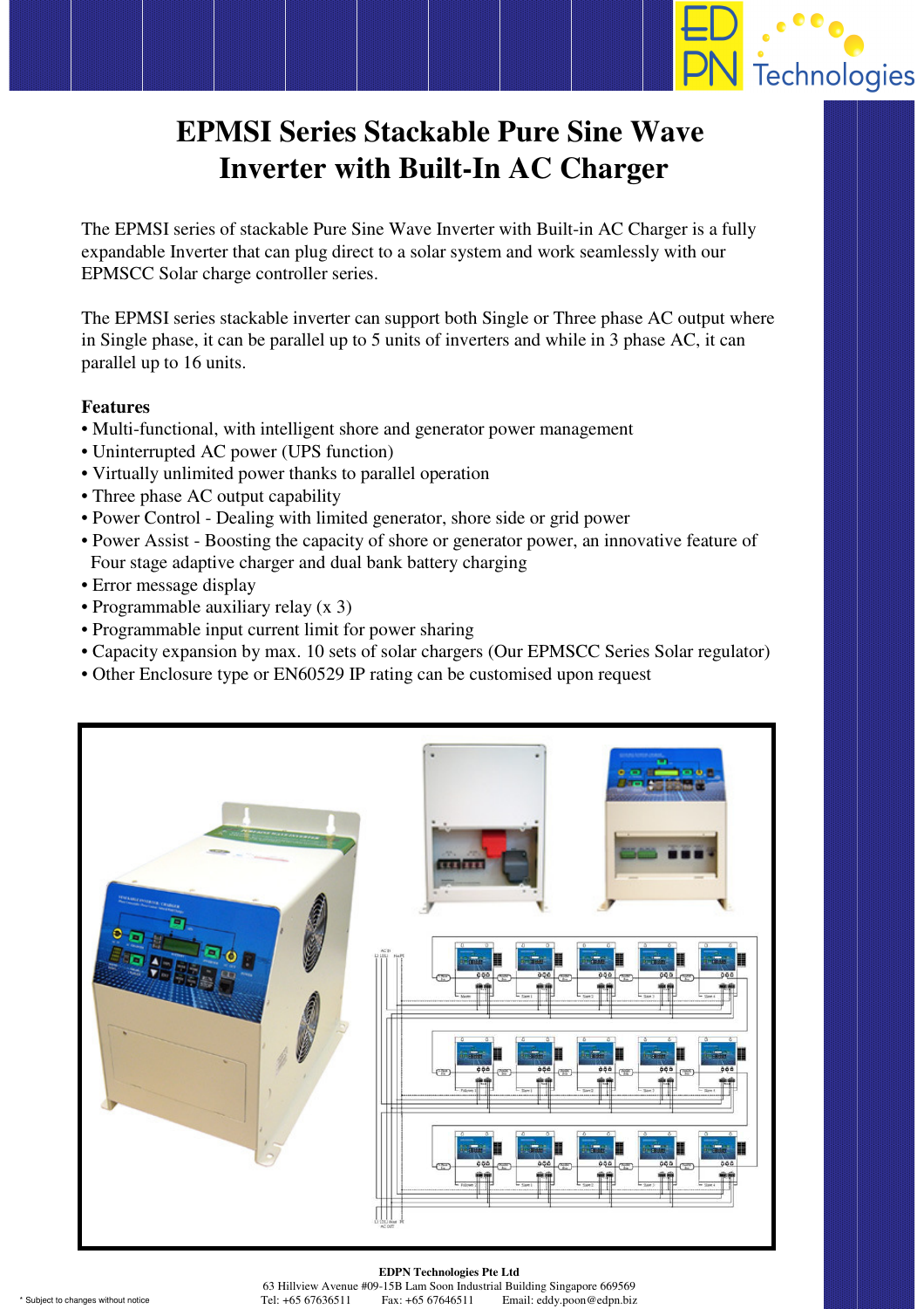# EPMSI Series Stackable Pure Sine Wave Inverter with Built-In AC Charger

The EPMSI series of stackable Pure Sine Wave Inverter with Built-in AC Charger is a fully expandable Inverter that can plug direct to a solar system and work seamlessly with our EPMSCC Solar charge controller series.

The EPMSI series stackable inverter can support both Single or Three phase AC output where in Single phase, it can be parallel up to 5 units of inverters and while in 3 phase AC, it can parallel up to 16 units.

**Features**

- Multi-functional, with intelligent shore and generator power management
- Uninterrupted AC power (UPS function)
- Virtually unlimited power thanks to parallel operation
- Three phase AC output capability
- Power Control - Dealing with limited generator, shore side or grid power
- Power Assist - Boosting the capacity of shore or generator power, an innovative feature of Four stage adaptive charger and dual bank battery charging
- Error message display
- Programmable auxiliary relay (x 3)
- Programmable input current limit for power sharing
- Capacity expansion by max. 10 sets of solar chargers (Our EPMSCC Series Solar regulator)
- Other Enclosure type or EN60529 IP rating can be customised upon request

**EDPN Technologies Pte Ltd**
63 Hillview Avenue #09-15B Lam Soon Industrial Building Singapore 669569
Tel: +65 67636511 Fax: +65 67646511 Email: eddy.poon@edpn.biz

* Subject to changes without notice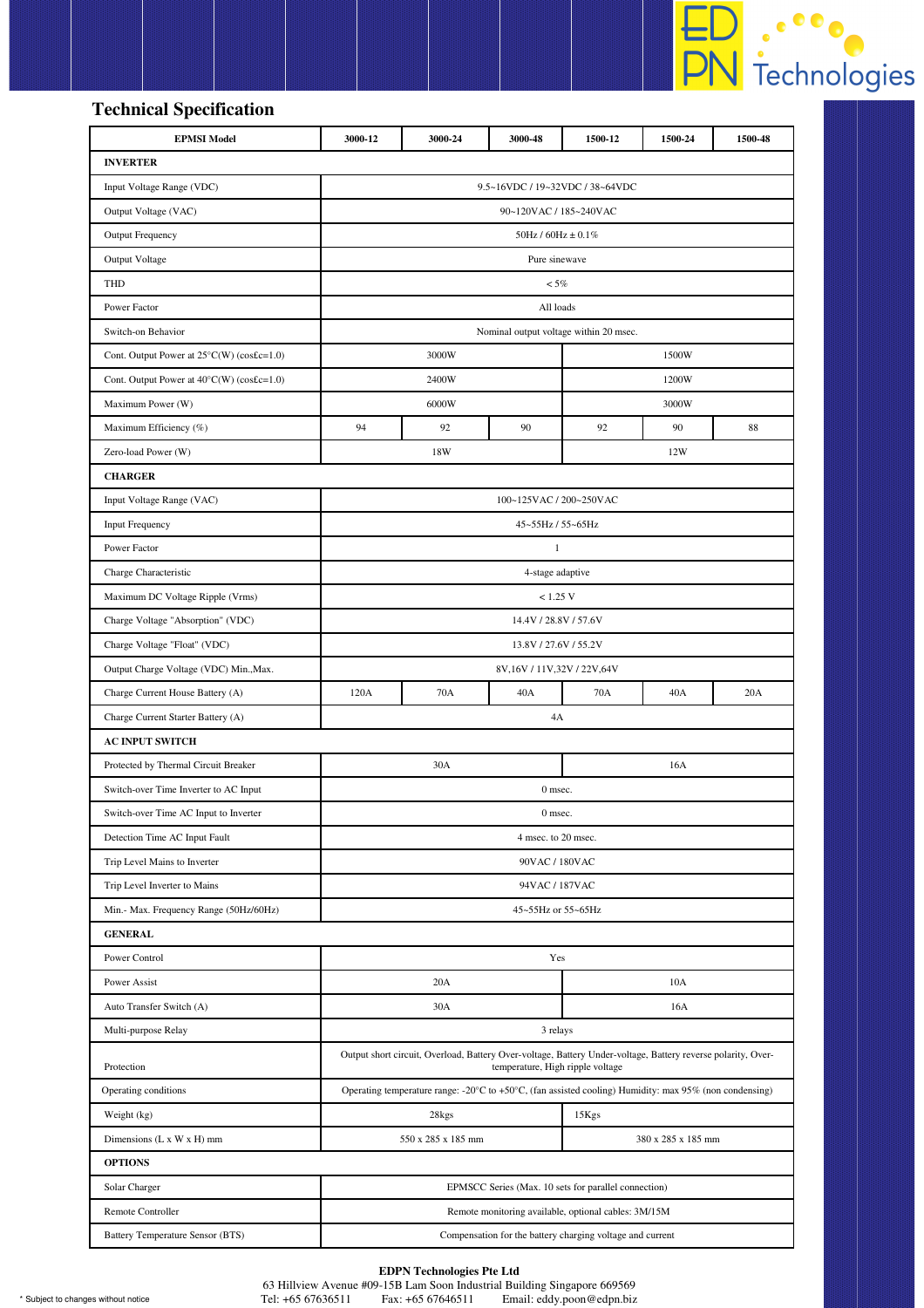## Technical Specification

| EPMSI Model | 3000-12 | 3000-24 | 3000-48 | 1500-12 | 1500-24 | 1500-48 |
|---|---|---|---|---|---|---|
| **INVERTER** | | | | | | |
| Input Voltage Range (VDC) | 9.5~16VDC / 19~32VDC / 38~64VDC | | | | | |
| Output Voltage (VAC) | 90~120VAC / 185~240VAC | | | | | |
| Output Frequency | 50Hz / 60Hz ± 0.1% | | | | | |
| Output Voltage | Pure sinewave | | | | | |
| THD | < 5% | | | | | |
| Power Factor | All loads | | | | | |
| Switch-on Behavior | Nominal output voltage within 20 msec. | | | | | |
| Cont. Output Power at 25°C(W) (cos£c=1.0) | 3000W | | | 1500W | | |
| Cont. Output Power at 40°C(W) (cos£c=1.0) | 2400W | | | 1200W | | |
| Maximum Power (W) | 6000W | | | 3000W | | |
| Maximum Efficiency (%) | 94 | 92 | 90 | 92 | 90 | 88 |
| Zero-load Power (W) | 18W | | | 12W | | |
| **CHARGER** | | | | | | |
| Input Voltage Range (VAC) | 100~125VAC / 200~250VAC | | | | | |
| Input Frequency | 45~55Hz / 55~65Hz | | | | | |
| Power Factor | 1 | | | | | |
| Charge Characteristic | 4-stage adaptive | | | | | |
| Maximum DC Voltage Ripple (Vrms) | < 1.25 V | | | | | |
| Charge Voltage "Absorption" (VDC) | 14.4V / 28.8V / 57.6V | | | | | |
| Charge Voltage "Float" (VDC) | 13.8V / 27.6V / 55.2V | | | | | |
| Output Charge Voltage (VDC) Min.,Max. | 8V,16V / 11V,32V / 22V,64V | | | | | |
| Charge Current House Battery (A) | 120A | 70A | 40A | 70A | 40A | 20A |
| Charge Current Starter Battery (A) | 4A | | | | | |
| **AC INPUT SWITCH** | | | | | | |
| Protected by Thermal Circuit Breaker | 30A | | | 16A | | |
| Switch-over Time Inverter to AC Input | 0 msec. | | | | | |
| Switch-over Time AC Input to Inverter | 0 msec. | | | | | |
| Detection Time AC Input Fault | 4 msec. to 20 msec. | | | | | |
| Trip Level Mains to Inverter | 90VAC / 180VAC | | | | | |
| Trip Level Inverter to Mains | 94VAC / 187VAC | | | | | |
| Min.- Max. Frequency Range (50Hz/60Hz) | 45~55Hz or 55~65Hz | | | | | |
| **GENERAL** | | | | | | |
| Power Control | Yes | | | | | |
| Power Assist | 20A | | | 10A | | |
| Auto Transfer Switch (A) | 30A | | | 16A | | |
| Multi-purpose Relay | 3 relays | | | | | |
| Protection | Output short circuit, Overload, Battery Over-voltage, Battery Under-voltage, Battery reverse polarity, Over-temperature, High ripple voltage | | | | | |
| Operating conditions | Operating temperature range: -20°C to +50°C, (fan assisted cooling) Humidity: max 95% (non condensing) | | | | | |
| Weight (kg) | 28kgs | | | 15Kgs | | |
| Dimensions (L x W x H) mm | 550 x 285 x 185 mm | | | 380 x 285 x 185 mm | | |
| **OPTIONS** | | | | | | |
| Solar Charger | EPMSCC Series (Max. 10 sets for parallel connection) | | | | | |
| Remote Controller | Remote monitoring available, optional cables: 3M/15M | | | | | |
| Battery Temperature Sensor (BTS) | Compensation for the battery charging voltage and current | | | | | |

**EDPN Technologies Pte Ltd**
63 Hillview Avenue #09-15B Lam Soon Industrial Building Singapore 669569
Tel: +65 67636511 Fax: +65 67646511 Email: eddy.poon@edpn.biz

* Subject to changes without notice